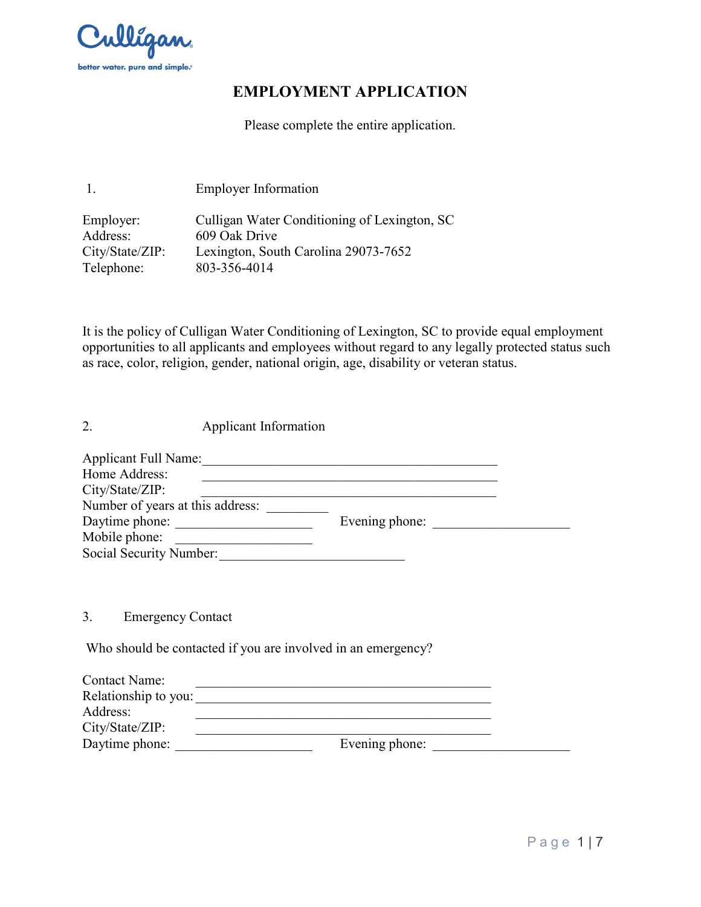Culligan

better water. pure and simple.

# EMPLOYMENT APPLICATION

Please complete the entire application.

## 1. Employer Information

Employer: Culligan Water Conditioning of Lexington, SC
Address: 609 Oak Drive
City/State/ZIP: Lexington, South Carolina 29073-7652
Telephone: 803-356-4014

It is the policy of Culligan Water Conditioning of Lexington, SC to provide equal employment opportunities to all applicants and employees without regard to any legally protected status such as race, color, religion, gender, national origin, age, disability or veteran status.

## 2. Applicant Information

Applicant Full Name: _______________________________________________
Home Address: _______________________________________________
City/State/ZIP: _______________________________________________
Number of years at this address: _________
Daytime phone: ____________________ Evening phone: ____________________
Mobile phone: ____________________
Social Security Number: ___________________________

## 3. Emergency Contact

Who should be contacted if you are involved in an emergency?

Contact Name: _______________________________________________
Relationship to you: _______________________________________________
Address: _______________________________________________
City/State/ZIP: _______________________________________________
Daytime phone: ____________________ Evening phone: ____________________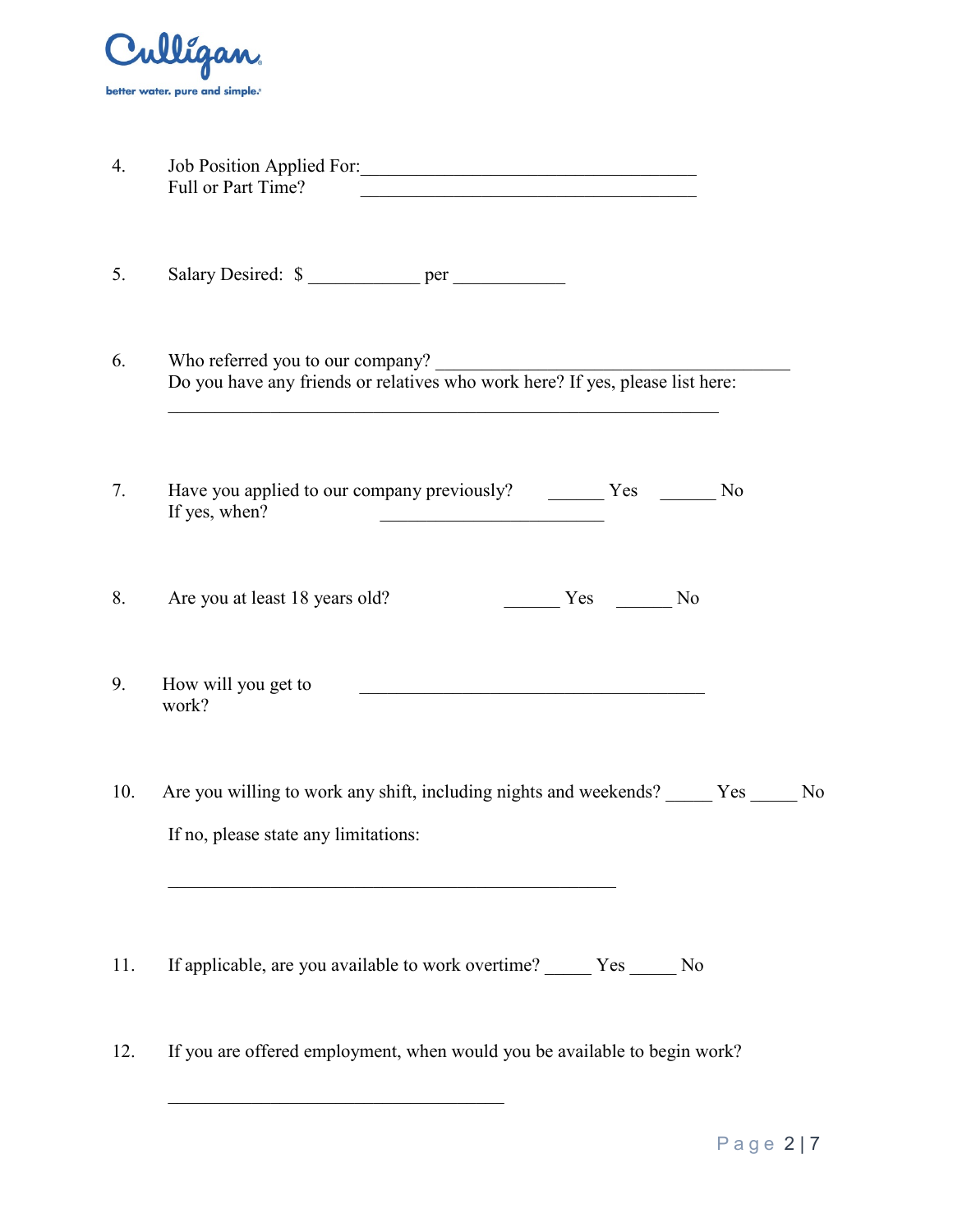4. Job Position Applied For: ______________________________________
   Full or Part Time? ______________________________________

5. Salary Desired: $ ____________ per ____________

6. Who referred you to our company? ________________________________________
   Do you have any friends or relatives who work here? If yes, please list here:
   ______________________________________________________________

7. Have you applied to our company previously? ______ Yes ______ No
   If yes, when? _________________________

8. Are you at least 18 years old? ______ Yes ______ No

9. How will you get to work? _______________________________________

10. Are you willing to work any shift, including nights and weekends? _____ Yes _____ No

    If no, please state any limitations:

    __________________________________________________

11. If applicable, are you available to work overtime? _____ Yes _____ No

12. If you are offered employment, when would you be available to begin work?

    _____________________________________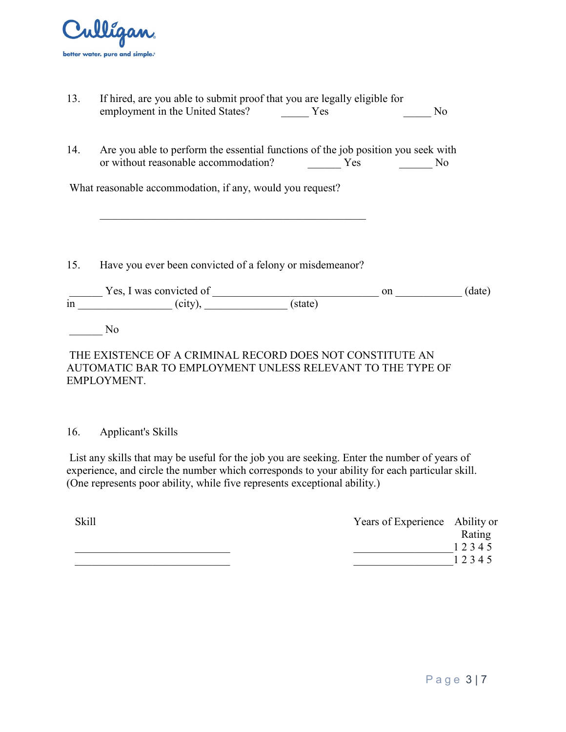13. If hired, are you able to submit proof that you are legally eligible for employment in the United States? _____ Yes _____ No

14. Are you able to perform the essential functions of the job position you seek with or without reasonable accommodation? ______ Yes ______ No

What reasonable accommodation, if any, would you request?

_______________________________________________

15. Have you ever been convicted of a felony or misdemeanor?

______ Yes, I was convicted of ______________________________ on ____________ (date) in ________________ (city), ______________ (state)

______ No

THE EXISTENCE OF A CRIMINAL RECORD DOES NOT CONSTITUTE AN AUTOMATIC BAR TO EMPLOYMENT UNLESS RELEVANT TO THE TYPE OF EMPLOYMENT.

16. Applicant's Skills

List any skills that may be useful for the job you are seeking. Enter the number of years of experience, and circle the number which corresponds to your ability for each particular skill. (One represents poor ability, while five represents exceptional ability.)

| Skill | Years of Experience | Ability or Rating |
|---|---|---|
| ____________________________ | _________________ | 1 2 3 4 5 |
| ____________________________ | _________________ | 1 2 3 4 5 |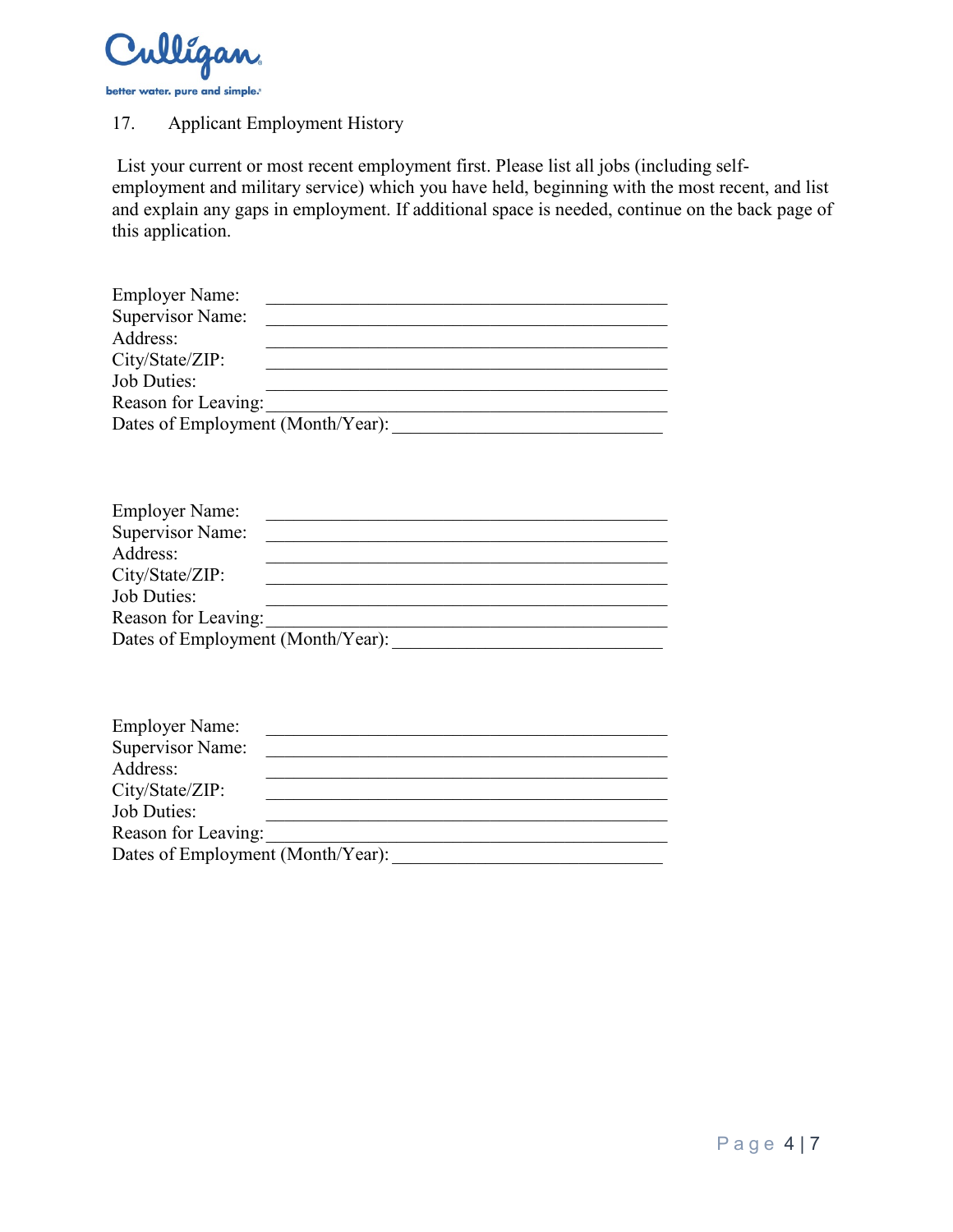Culligan

better water. pure and simple.

17. Applicant Employment History

List your current or most recent employment first. Please list all jobs (including self-employment and military service) which you have held, beginning with the most recent, and list and explain any gaps in employment. If additional space is needed, continue on the back page of this application.

Employer Name: _______________________________________________
Supervisor Name: _______________________________________________
Address: _______________________________________________
City/State/ZIP: _______________________________________________
Job Duties: _______________________________________________
Reason for Leaving: _______________________________________________
Dates of Employment (Month/Year): ______________________________

Employer Name: _______________________________________________
Supervisor Name: _______________________________________________
Address: _______________________________________________
City/State/ZIP: _______________________________________________
Job Duties: _______________________________________________
Reason for Leaving: _______________________________________________
Dates of Employment (Month/Year): ______________________________

Employer Name: _______________________________________________
Supervisor Name: _______________________________________________
Address: _______________________________________________
City/State/ZIP: _______________________________________________
Job Duties: _______________________________________________
Reason for Leaving: _______________________________________________
Dates of Employment (Month/Year): ______________________________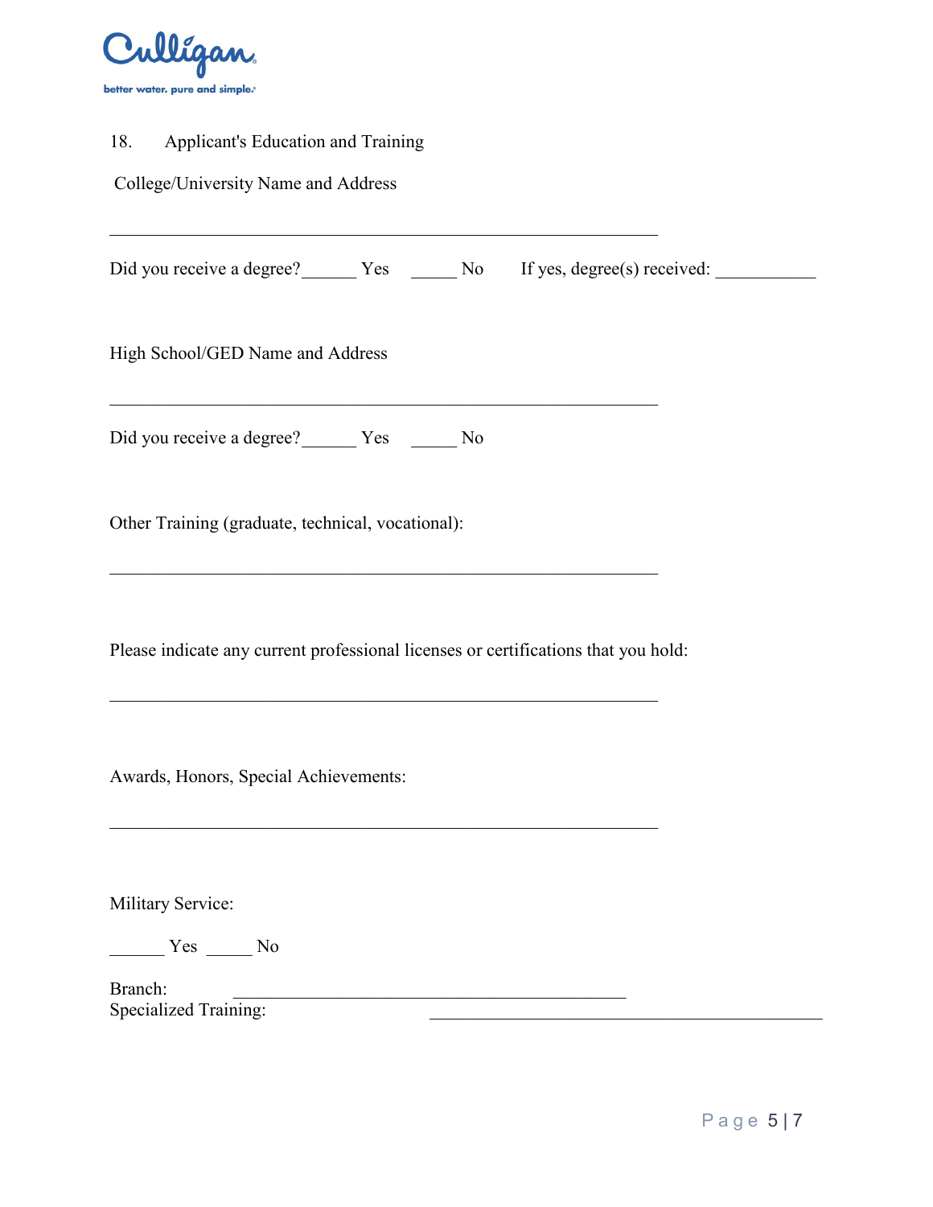18. Applicant's Education and Training

College/University Name and Address

______________________________________________________________

Did you receive a degree?______ Yes _____ No If yes, degree(s) received: ___________

High School/GED Name and Address

______________________________________________________________

Did you receive a degree?______ Yes _____ No

Other Training (graduate, technical, vocational):

______________________________________________________________

Please indicate any current professional licenses or certifications that you hold:

______________________________________________________________

Awards, Honors, Special Achievements:

______________________________________________________________

Military Service:

______ Yes _____ No

Branch: ____________________________________________

Specialized Training: ____________________________________________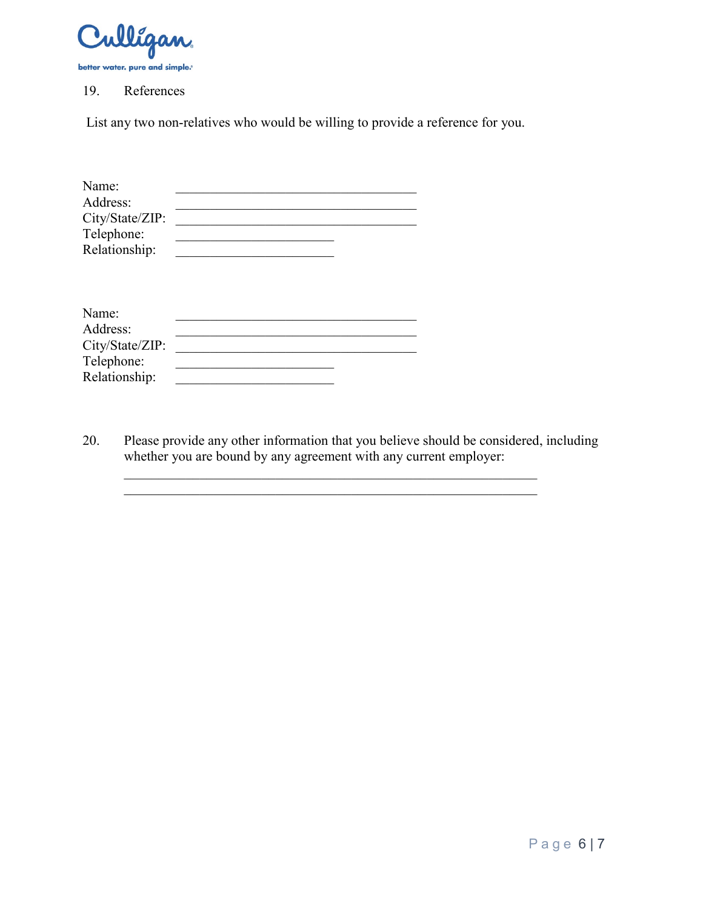19. References

List any two non-relatives who would be willing to provide a reference for you.

Name: ___________________________________
Address: ___________________________________
City/State/ZIP: ___________________________________
Telephone: _______________________
Relationship: _______________________

Name: ___________________________________
Address: ___________________________________
City/State/ZIP: ___________________________________
Telephone: _______________________
Relationship: _______________________

20. Please provide any other information that you believe should be considered, including whether you are bound by any agreement with any current employer:

____________________________________________________________
____________________________________________________________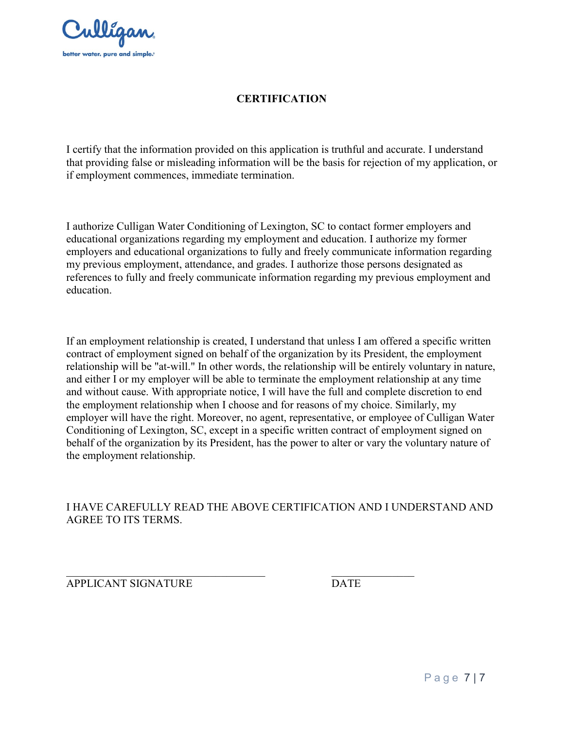# CERTIFICATION

I certify that the information provided on this application is truthful and accurate. I understand that providing false or misleading information will be the basis for rejection of my application, or if employment commences, immediate termination.

I authorize Culligan Water Conditioning of Lexington, SC to contact former employers and educational organizations regarding my employment and education. I authorize my former employers and educational organizations to fully and freely communicate information regarding my previous employment, attendance, and grades. I authorize those persons designated as references to fully and freely communicate information regarding my previous employment and education.

If an employment relationship is created, I understand that unless I am offered a specific written contract of employment signed on behalf of the organization by its President, the employment relationship will be "at-will." In other words, the relationship will be entirely voluntary in nature, and either I or my employer will be able to terminate the employment relationship at any time and without cause. With appropriate notice, I will have the full and complete discretion to end the employment relationship when I choose and for reasons of my choice. Similarly, my employer will have the right. Moreover, no agent, representative, or employee of Culligan Water Conditioning of Lexington, SC, except in a specific written contract of employment signed on behalf of the organization by its President, has the power to alter or vary the voluntary nature of the employment relationship.

I HAVE CAREFULLY READ THE ABOVE CERTIFICATION AND I UNDERSTAND AND AGREE TO ITS TERMS.

\_\_\_\_\_\_\_\_\_\_\_\_\_\_\_\_\_\_\_\_\_\_\_\_\_\_\_\_\_\_\_\_\_\_\_\_\_\_\_\_\_\_ \_\_\_\_\_\_\_\_\_\_\_\_\_\_\_\_\_\_

APPLICANT SIGNATURE DATE